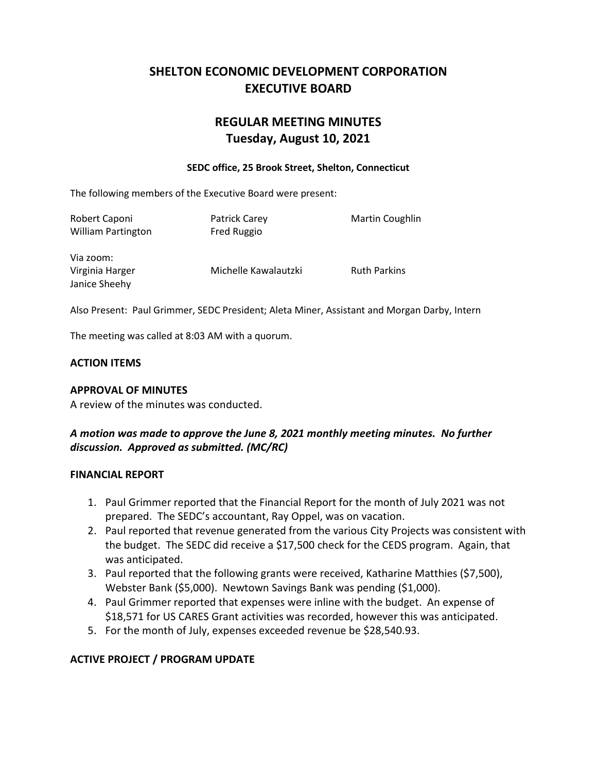# SHELTON ECONOMIC DEVELOPMENT CORPORATION
# EXECUTIVE BOARD

## REGULAR MEETING MINUTES
## Tuesday, August 10, 2021

**SEDC office, 25 Brook Street, Shelton, Connecticut**

The following members of the Executive Board were present:

Robert Caponi
Patrick Carey
Martin Coughlin
William Partington
Fred Ruggio

Via zoom:
Virginia Harger
Michelle Kawalautzki
Ruth Parkins
Janice Sheehy

Also Present: Paul Grimmer, SEDC President; Aleta Miner, Assistant and Morgan Darby, Intern

The meeting was called at 8:03 AM with a quorum.

### ACTION ITEMS

### APPROVAL OF MINUTES

A review of the minutes was conducted.

***A motion was made to approve the June 8, 2021 monthly meeting minutes. No further discussion. Approved as submitted. (MC/RC)***

### FINANCIAL REPORT

1. Paul Grimmer reported that the Financial Report for the month of July 2021 was not prepared. The SEDC's accountant, Ray Oppel, was on vacation.
2. Paul reported that revenue generated from the various City Projects was consistent with the budget. The SEDC did receive a $17,500 check for the CEDS program. Again, that was anticipated.
3. Paul reported that the following grants were received, Katharine Matthies ($7,500), Webster Bank ($5,000). Newtown Savings Bank was pending ($1,000).
4. Paul Grimmer reported that expenses were inline with the budget. An expense of $18,571 for US CARES Grant activities was recorded, however this was anticipated.
5. For the month of July, expenses exceeded revenue be $28,540.93.

### ACTIVE PROJECT / PROGRAM UPDATE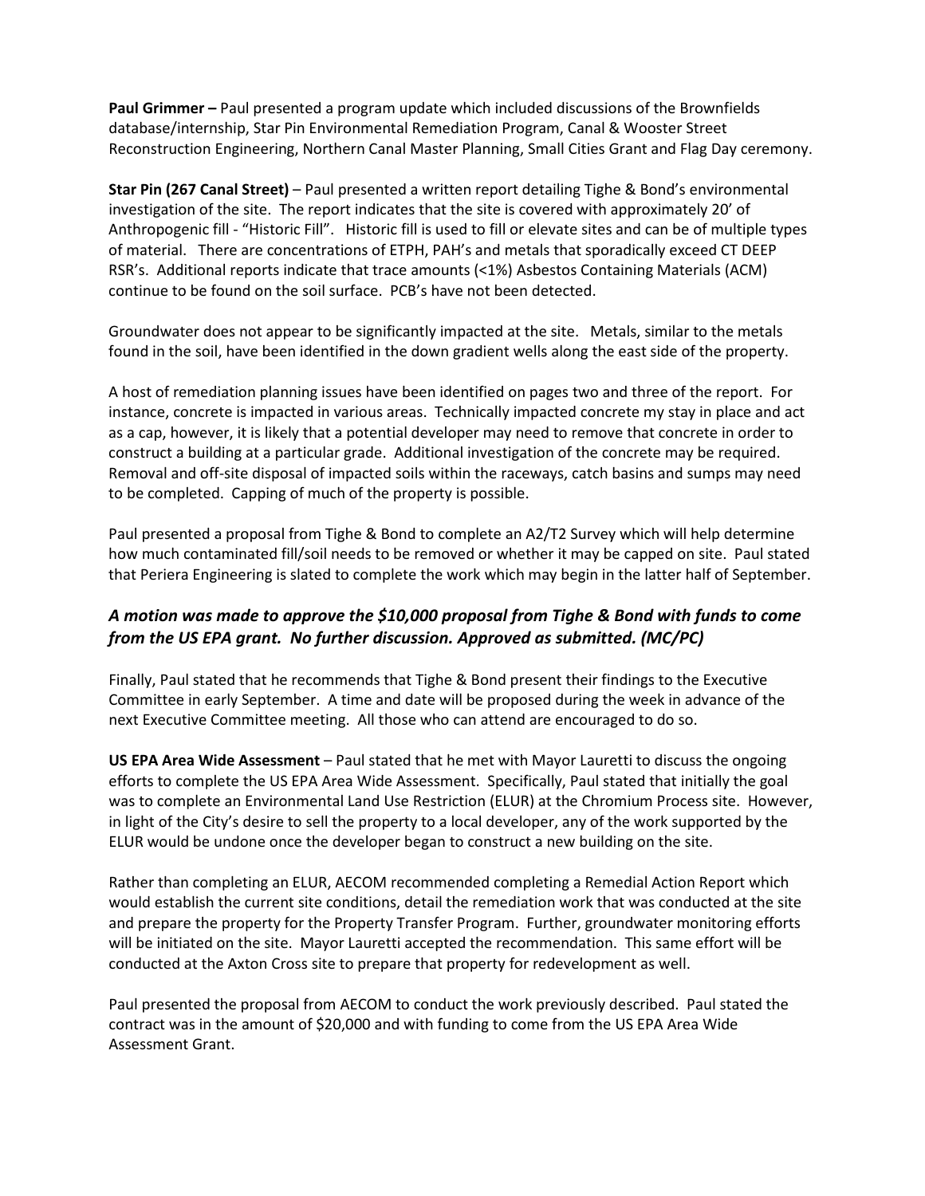**Paul Grimmer –** Paul presented a program update which included discussions of the Brownfields database/internship, Star Pin Environmental Remediation Program, Canal & Wooster Street Reconstruction Engineering, Northern Canal Master Planning, Small Cities Grant and Flag Day ceremony.

**Star Pin (267 Canal Street)** – Paul presented a written report detailing Tighe & Bond's environmental investigation of the site. The report indicates that the site is covered with approximately 20' of Anthropogenic fill - "Historic Fill". Historic fill is used to fill or elevate sites and can be of multiple types of material. There are concentrations of ETPH, PAH's and metals that sporadically exceed CT DEEP RSR's. Additional reports indicate that trace amounts (<1%) Asbestos Containing Materials (ACM) continue to be found on the soil surface. PCB's have not been detected.

Groundwater does not appear to be significantly impacted at the site. Metals, similar to the metals found in the soil, have been identified in the down gradient wells along the east side of the property.

A host of remediation planning issues have been identified on pages two and three of the report. For instance, concrete is impacted in various areas. Technically impacted concrete my stay in place and act as a cap, however, it is likely that a potential developer may need to remove that concrete in order to construct a building at a particular grade. Additional investigation of the concrete may be required. Removal and off-site disposal of impacted soils within the raceways, catch basins and sumps may need to be completed. Capping of much of the property is possible.

Paul presented a proposal from Tighe & Bond to complete an A2/T2 Survey which will help determine how much contaminated fill/soil needs to be removed or whether it may be capped on site. Paul stated that Periera Engineering is slated to complete the work which may begin in the latter half of September.

***A motion was made to approve the $10,000 proposal from Tighe & Bond with funds to come from the US EPA grant. No further discussion. Approved as submitted. (MC/PC)***

Finally, Paul stated that he recommends that Tighe & Bond present their findings to the Executive Committee in early September. A time and date will be proposed during the week in advance of the next Executive Committee meeting. All those who can attend are encouraged to do so.

**US EPA Area Wide Assessment** – Paul stated that he met with Mayor Lauretti to discuss the ongoing efforts to complete the US EPA Area Wide Assessment. Specifically, Paul stated that initially the goal was to complete an Environmental Land Use Restriction (ELUR) at the Chromium Process site. However, in light of the City's desire to sell the property to a local developer, any of the work supported by the ELUR would be undone once the developer began to construct a new building on the site.

Rather than completing an ELUR, AECOM recommended completing a Remedial Action Report which would establish the current site conditions, detail the remediation work that was conducted at the site and prepare the property for the Property Transfer Program. Further, groundwater monitoring efforts will be initiated on the site. Mayor Lauretti accepted the recommendation. This same effort will be conducted at the Axton Cross site to prepare that property for redevelopment as well.

Paul presented the proposal from AECOM to conduct the work previously described. Paul stated the contract was in the amount of $20,000 and with funding to come from the US EPA Area Wide Assessment Grant.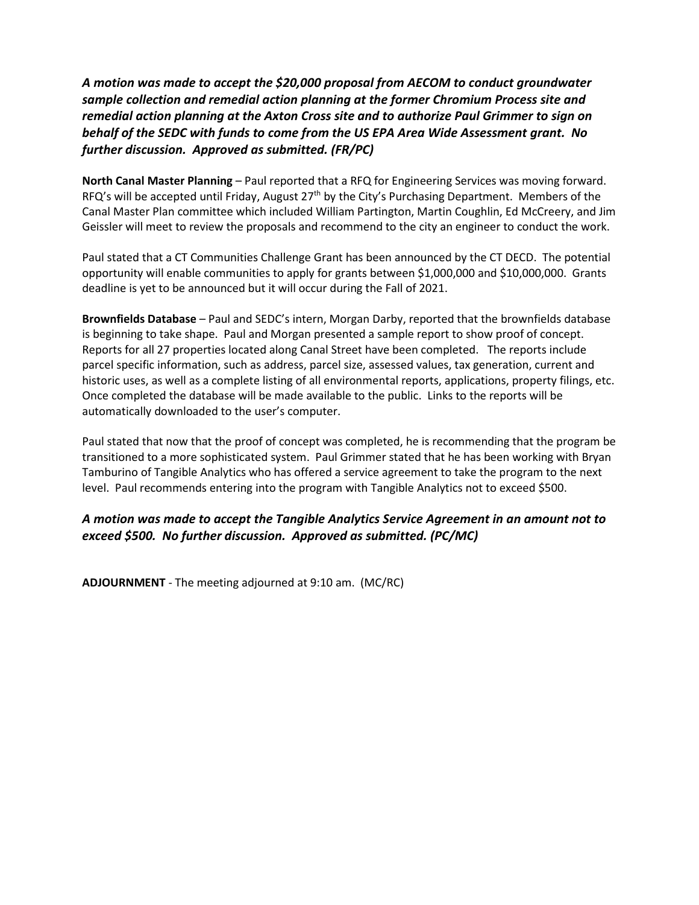***A motion was made to accept the $20,000 proposal from AECOM to conduct groundwater sample collection and remedial action planning at the former Chromium Process site and remedial action planning at the Axton Cross site and to authorize Paul Grimmer to sign on behalf of the SEDC with funds to come from the US EPA Area Wide Assessment grant. No further discussion. Approved as submitted. (FR/PC)***

**North Canal Master Planning** – Paul reported that a RFQ for Engineering Services was moving forward. RFQ's will be accepted until Friday, August 27th by the City's Purchasing Department. Members of the Canal Master Plan committee which included William Partington, Martin Coughlin, Ed McCreery, and Jim Geissler will meet to review the proposals and recommend to the city an engineer to conduct the work.

Paul stated that a CT Communities Challenge Grant has been announced by the CT DECD. The potential opportunity will enable communities to apply for grants between $1,000,000 and $10,000,000. Grants deadline is yet to be announced but it will occur during the Fall of 2021.

**Brownfields Database** – Paul and SEDC's intern, Morgan Darby, reported that the brownfields database is beginning to take shape. Paul and Morgan presented a sample report to show proof of concept. Reports for all 27 properties located along Canal Street have been completed. The reports include parcel specific information, such as address, parcel size, assessed values, tax generation, current and historic uses, as well as a complete listing of all environmental reports, applications, property filings, etc. Once completed the database will be made available to the public. Links to the reports will be automatically downloaded to the user's computer.

Paul stated that now that the proof of concept was completed, he is recommending that the program be transitioned to a more sophisticated system. Paul Grimmer stated that he has been working with Bryan Tamburino of Tangible Analytics who has offered a service agreement to take the program to the next level. Paul recommends entering into the program with Tangible Analytics not to exceed $500.

***A motion was made to accept the Tangible Analytics Service Agreement in an amount not to exceed $500. No further discussion. Approved as submitted. (PC/MC)***

**ADJOURNMENT** - The meeting adjourned at 9:10 am. (MC/RC)